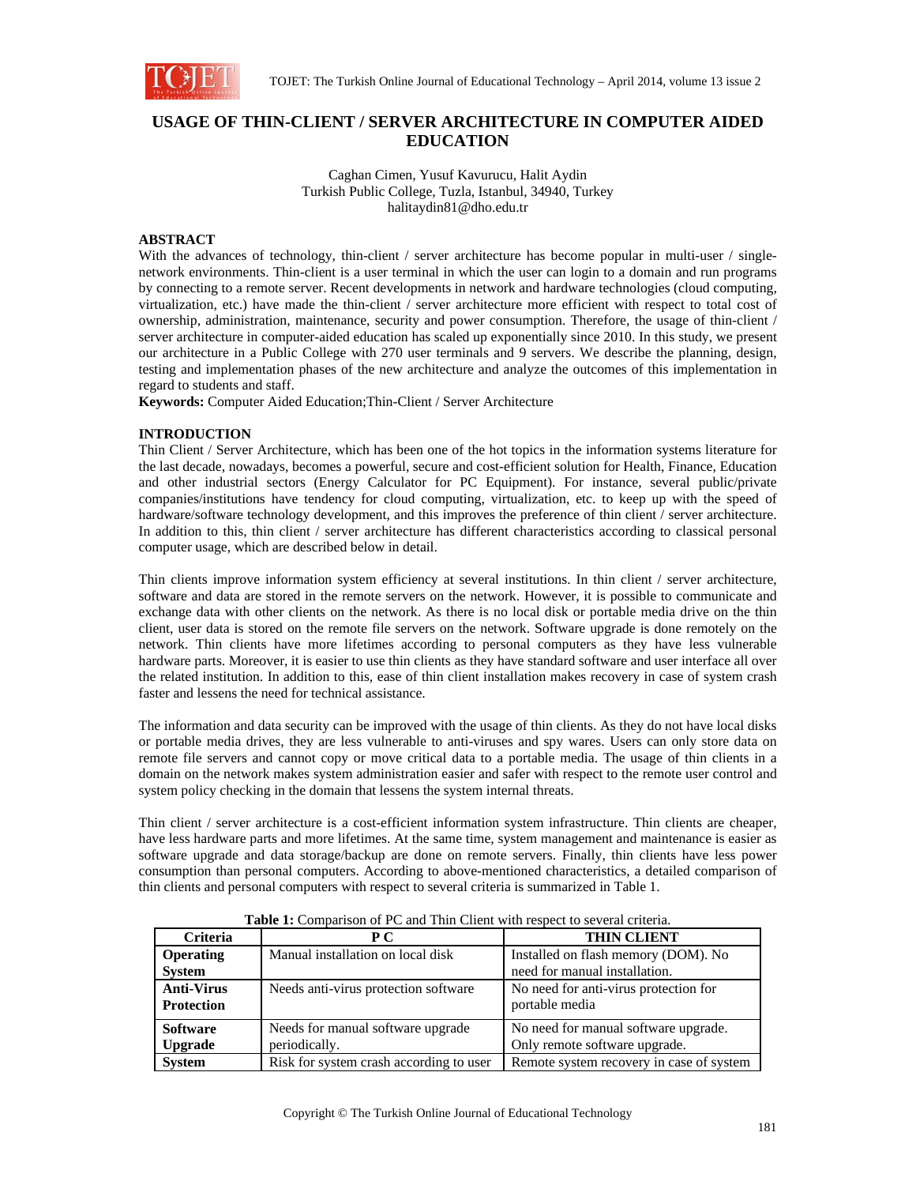# USAGE OF THIN-CLIENT / SERVER ARCHITECTURE IN COMPUTER AIDED EDUCATION

Caghan Cimen, Yusuf Kavurucu, Halit Aydin
Turkish Public College, Tuzla, Istanbul, 34940, Turkey
halitaydin81@dho.edu.tr

## ABSTRACT

With the advances of technology, thin-client / server architecture has become popular in multi-user / single-network environments. Thin-client is a user terminal in which the user can login to a domain and run programs by connecting to a remote server. Recent developments in network and hardware technologies (cloud computing, virtualization, etc.) have made the thin-client / server architecture more efficient with respect to total cost of ownership, administration, maintenance, security and power consumption. Therefore, the usage of thin-client / server architecture in computer-aided education has scaled up exponentially since 2010. In this study, we present our architecture in a Public College with 270 user terminals and 9 servers. We describe the planning, design, testing and implementation phases of the new architecture and analyze the outcomes of this implementation in regard to students and staff.

**Keywords:** Computer Aided Education;Thin-Client / Server Architecture

## INTRODUCTION

Thin Client / Server Architecture, which has been one of the hot topics in the information systems literature for the last decade, nowadays, becomes a powerful, secure and cost-efficient solution for Health, Finance, Education and other industrial sectors (Energy Calculator for PC Equipment). For instance, several public/private companies/institutions have tendency for cloud computing, virtualization, etc. to keep up with the speed of hardware/software technology development, and this improves the preference of thin client / server architecture. In addition to this, thin client / server architecture has different characteristics according to classical personal computer usage, which are described below in detail.

Thin clients improve information system efficiency at several institutions. In thin client / server architecture, software and data are stored in the remote servers on the network. However, it is possible to communicate and exchange data with other clients on the network. As there is no local disk or portable media drive on the thin client, user data is stored on the remote file servers on the network. Software upgrade is done remotely on the network. Thin clients have more lifetimes according to personal computers as they have less vulnerable hardware parts. Moreover, it is easier to use thin clients as they have standard software and user interface all over the related institution. In addition to this, ease of thin client installation makes recovery in case of system crash faster and lessens the need for technical assistance.

The information and data security can be improved with the usage of thin clients. As they do not have local disks or portable media drives, they are less vulnerable to anti-viruses and spy wares. Users can only store data on remote file servers and cannot copy or move critical data to a portable media. The usage of thin clients in a domain on the network makes system administration easier and safer with respect to the remote user control and system policy checking in the domain that lessens the system internal threats.

Thin client / server architecture is a cost-efficient information system infrastructure. Thin clients are cheaper, have less hardware parts and more lifetimes. At the same time, system management and maintenance is easier as software upgrade and data storage/backup are done on remote servers. Finally, thin clients have less power consumption than personal computers. According to above-mentioned characteristics, a detailed comparison of thin clients and personal computers with respect to several criteria is summarized in Table 1.

**Table 1:** Comparison of PC and Thin Client with respect to several criteria.

| Criteria | P C | THIN CLIENT |
|---|---|---|
| **Operating System** | Manual installation on local disk | Installed on flash memory (DOM). No need for manual installation. |
| **Anti-Virus Protection** | Needs anti-virus protection software | No need for anti-virus protection for portable media |
| **Software Upgrade** | Needs for manual software upgrade periodically. | No need for manual software upgrade. Only remote software upgrade. |
| **System** | Risk for system crash according to user | Remote system recovery in case of system |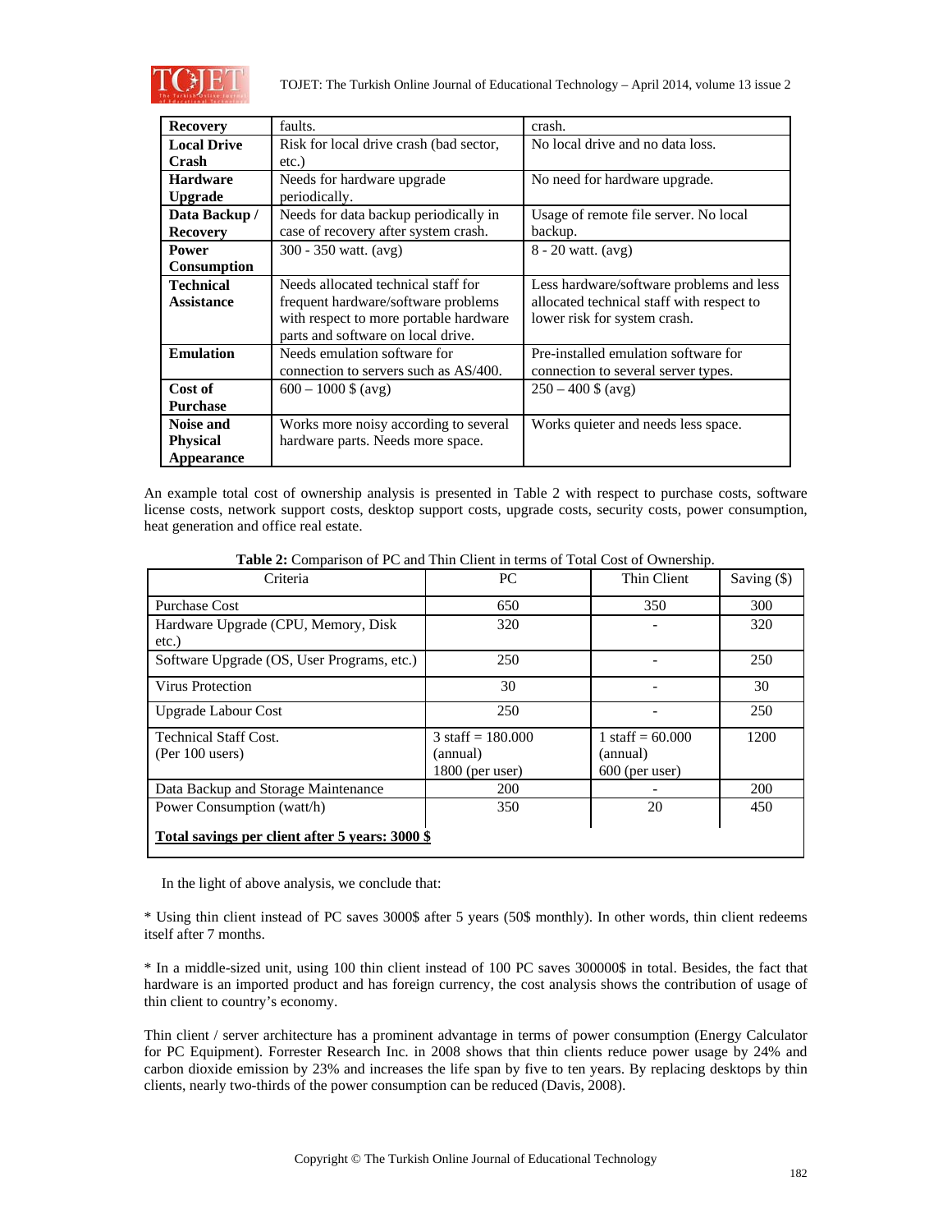| Recovery | faults. | crash. |
|---|---|---|
| **Local Drive Crash** | Risk for local drive crash (bad sector, etc.) | No local drive and no data loss. |
| **Hardware Upgrade** | Needs for hardware upgrade periodically. | No need for hardware upgrade. |
| **Data Backup / Recovery** | Needs for data backup periodically in case of recovery after system crash. | Usage of remote file server. No local backup. |
| **Power Consumption** | 300 - 350 watt. (avg) | 8 - 20 watt. (avg) |
| **Technical Assistance** | Needs allocated technical staff for frequent hardware/software problems with respect to more portable hardware parts and software on local drive. | Less hardware/software problems and less allocated technical staff with respect to lower risk for system crash. |
| **Emulation** | Needs emulation software for connection to servers such as AS/400. | Pre-installed emulation software for connection to several server types. |
| **Cost of Purchase** | 600 – 1000 $ (avg) | 250 – 400 $ (avg) |
| **Noise and Physical Appearance** | Works more noisy according to several hardware parts. Needs more space. | Works quieter and needs less space. |

An example total cost of ownership analysis is presented in Table 2 with respect to purchase costs, software license costs, network support costs, desktop support costs, upgrade costs, security costs, power consumption, heat generation and office real estate.

**Table 2:** Comparison of PC and Thin Client in terms of Total Cost of Ownership.

| Criteria | PC | Thin Client | Saving ($) |
|---|---|---|---|
| Purchase Cost | 650 | 350 | 300 |
| Hardware Upgrade (CPU, Memory, Disk etc.) | 320 | - | 320 |
| Software Upgrade (OS, User Programs, etc.) | 250 | - | 250 |
| Virus Protection | 30 | - | 30 |
| Upgrade Labour Cost | 250 | - | 250 |
| Technical Staff Cost. (Per 100 users) | 3 staff = 180.000 (annual) 1800 (per user) | 1 staff = 60.000 (annual) 600 (per user) | 1200 |
| Data Backup and Storage Maintenance | 200 | - | 200 |
| Power Consumption (watt/h) | 350 | 20 | 450 |
| **Total savings per client after 5 years: 3000 $** | | | |

In the light of above analysis, we conclude that:

* Using thin client instead of PC saves 3000$ after 5 years (50$ monthly). In other words, thin client redeems itself after 7 months.

* In a middle-sized unit, using 100 thin client instead of 100 PC saves 300000$ in total. Besides, the fact that hardware is an imported product and has foreign currency, the cost analysis shows the contribution of usage of thin client to country's economy.

Thin client / server architecture has a prominent advantage in terms of power consumption (Energy Calculator for PC Equipment). Forrester Research Inc. in 2008 shows that thin clients reduce power usage by 24% and carbon dioxide emission by 23% and increases the life span by five to ten years. By replacing desktops by thin clients, nearly two-thirds of the power consumption can be reduced (Davis, 2008).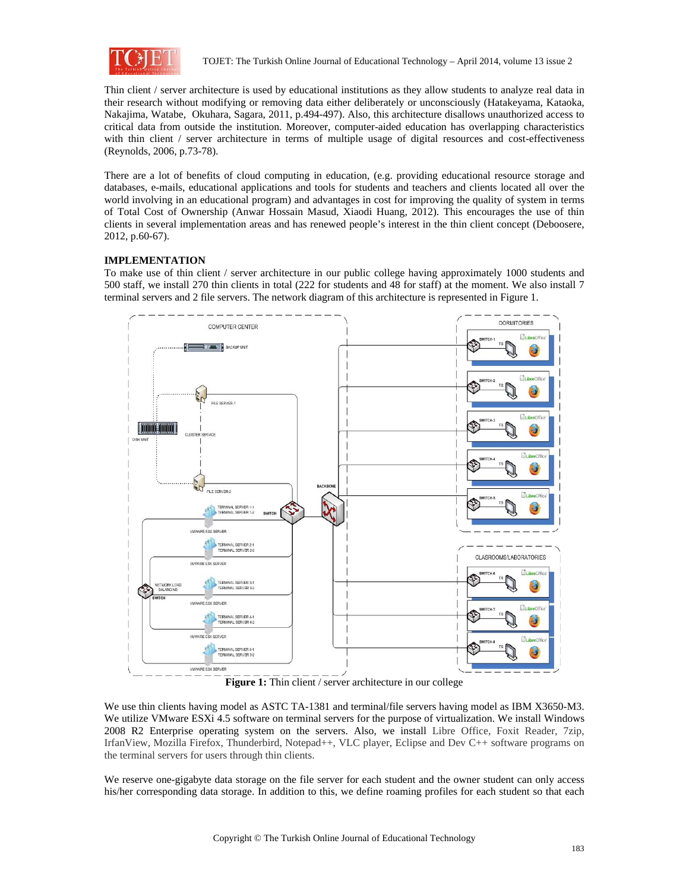Thin client / server architecture is used by educational institutions as they allow students to analyze real data in their research without modifying or removing data either deliberately or unconsciously (Hatakeyama, Kataoka, Nakajima, Watabe, Okuhara, Sagara, 2011, p.494-497). Also, this architecture disallows unauthorized access to critical data from outside the institution. Moreover, computer-aided education has overlapping characteristics with thin client / server architecture in terms of multiple usage of digital resources and cost-effectiveness (Reynolds, 2006, p.73-78).

There are a lot of benefits of cloud computing in education, (e.g. providing educational resource storage and databases, e-mails, educational applications and tools for students and teachers and clients located all over the world involving in an educational program) and advantages in cost for improving the quality of system in terms of Total Cost of Ownership (Anwar Hossain Masud, Xiaodi Huang, 2012). This encourages the use of thin clients in several implementation areas and has renewed people's interest in the thin client concept (Deboosere, 2012, p.60-67).

## IMPLEMENTATION

To make use of thin client / server architecture in our public college having approximately 1000 students and 500 staff, we install 270 thin clients in total (222 for students and 48 for staff) at the moment. We also install 7 terminal servers and 2 file servers. The network diagram of this architecture is represented in Figure 1.

**Figure 1:** Thin client / server architecture in our college

We use thin clients having model as ASTC TA-1381 and terminal/file servers having model as IBM X3650-M3. We utilize VMware ESXi 4.5 software on terminal servers for the purpose of virtualization. We install Windows 2008 R2 Enterprise operating system on the servers. Also, we install Libre Office, Foxit Reader, 7zip, IrfanView, Mozilla Firefox, Thunderbird, Notepad++, VLC player, Eclipse and Dev C++ software programs on the terminal servers for users through thin clients.

We reserve one-gigabyte data storage on the file server for each student and the owner student can only access his/her corresponding data storage. In addition to this, we define roaming profiles for each student so that each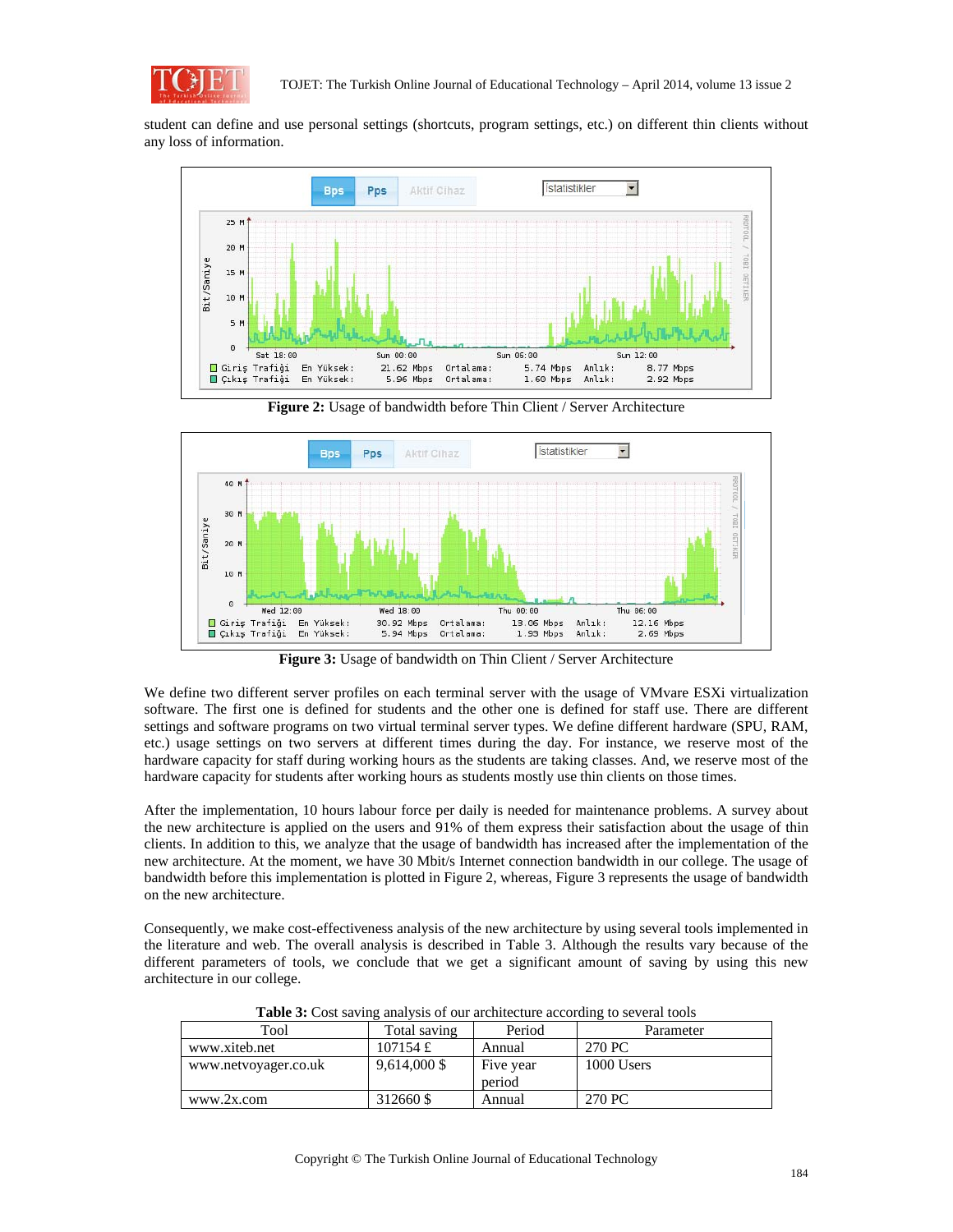student can define and use personal settings (shortcuts, program settings, etc.) on different thin clients without any loss of information.

**Figure 2:** Usage of bandwidth before Thin Client / Server Architecture

**Figure 3:** Usage of bandwidth on Thin Client / Server Architecture

We define two different server profiles on each terminal server with the usage of VMvare ESXi virtualization software. The first one is defined for students and the other one is defined for staff use. There are different settings and software programs on two virtual terminal server types. We define different hardware (SPU, RAM, etc.) usage settings on two servers at different times during the day. For instance, we reserve most of the hardware capacity for staff during working hours as the students are taking classes. And, we reserve most of the hardware capacity for students after working hours as students mostly use thin clients on those times.

After the implementation, 10 hours labour force per daily is needed for maintenance problems. A survey about the new architecture is applied on the users and 91% of them express their satisfaction about the usage of thin clients. In addition to this, we analyze that the usage of bandwidth has increased after the implementation of the new architecture. At the moment, we have 30 Mbit/s Internet connection bandwidth in our college. The usage of bandwidth before this implementation is plotted in Figure 2, whereas, Figure 3 represents the usage of bandwidth on the new architecture.

Consequently, we make cost-effectiveness analysis of the new architecture by using several tools implemented in the literature and web. The overall analysis is described in Table 3. Although the results vary because of the different parameters of tools, we conclude that we get a significant amount of saving by using this new architecture in our college.

**Table 3:** Cost saving analysis of our architecture according to several tools

| Tool | Total saving | Period | Parameter |
|---|---|---|---|
| www.xiteb.net | 107154 £ | Annual | 270 PC |
| www.netvoyager.co.uk | 9,614,000 $ | Five year period | 1000 Users |
| www.2x.com | 312660 $ | Annual | 270 PC |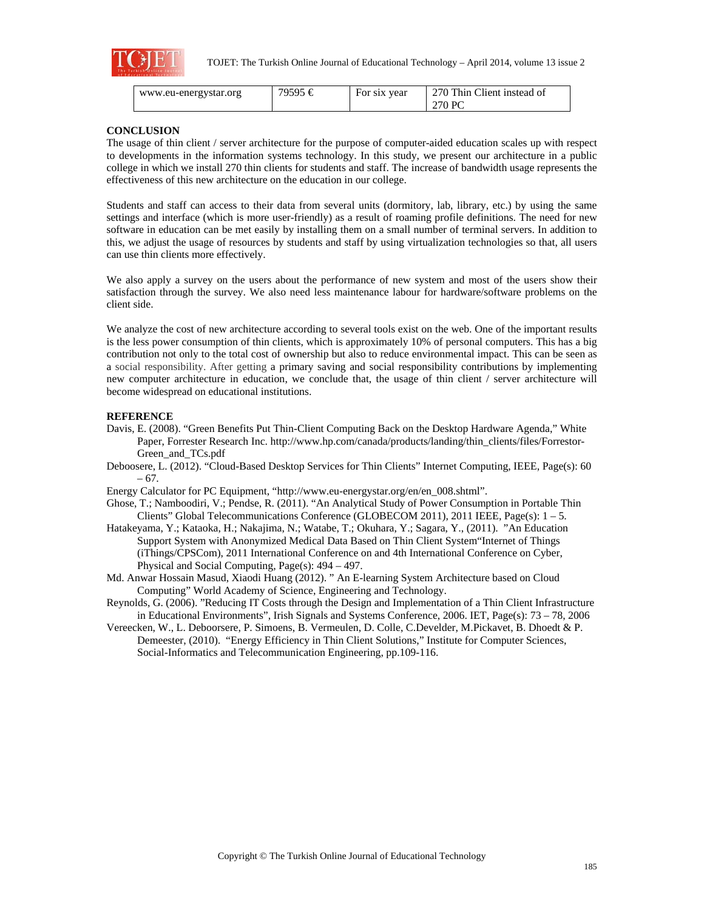| | | | |
|---|---|---|---|
| www.eu-energystar.org | 79595 € | For six year | 270 Thin Client instead of 270 PC |

**CONCLUSION**

The usage of thin client / server architecture for the purpose of computer-aided education scales up with respect to developments in the information systems technology. In this study, we present our architecture in a public college in which we install 270 thin clients for students and staff. The increase of bandwidth usage represents the effectiveness of this new architecture on the education in our college.

Students and staff can access to their data from several units (dormitory, lab, library, etc.) by using the same settings and interface (which is more user-friendly) as a result of roaming profile definitions. The need for new software in education can be met easily by installing them on a small number of terminal servers. In addition to this, we adjust the usage of resources by students and staff by using virtualization technologies so that, all users can use thin clients more effectively.

We also apply a survey on the users about the performance of new system and most of the users show their satisfaction through the survey. We also need less maintenance labour for hardware/software problems on the client side.

We analyze the cost of new architecture according to several tools exist on the web. One of the important results is the less power consumption of thin clients, which is approximately 10% of personal computers. This has a big contribution not only to the total cost of ownership but also to reduce environmental impact. This can be seen as a social responsibility. After getting a primary saving and social responsibility contributions by implementing new computer architecture in education, we conclude that, the usage of thin client / server architecture will become widespread on educational institutions.

**REFERENCE**

Davis, E. (2008). "Green Benefits Put Thin-Client Computing Back on the Desktop Hardware Agenda," White Paper, Forrester Research Inc. http://www.hp.com/canada/products/landing/thin_clients/files/Forrestor-Green_and_TCs.pdf

Deboosere, L. (2012). "Cloud-Based Desktop Services for Thin Clients" Internet Computing, IEEE, Page(s): 60 – 67.

Energy Calculator for PC Equipment, "http://www.eu-energystar.org/en/en_008.shtml".

Ghose, T.; Namboodiri, V.; Pendse, R. (2011). "An Analytical Study of Power Consumption in Portable Thin Clients" Global Telecommunications Conference (GLOBECOM 2011), 2011 IEEE, Page(s): 1 – 5.

Hatakeyama, Y.; Kataoka, H.; Nakajima, N.; Watabe, T.; Okuhara, Y.; Sagara, Y., (2011). "An Education Support System with Anonymized Medical Data Based on Thin Client System"Internet of Things (iThings/CPSCom), 2011 International Conference on and 4th International Conference on Cyber, Physical and Social Computing, Page(s): 494 – 497.

Md. Anwar Hossain Masud, Xiaodi Huang (2012). " An E-learning System Architecture based on Cloud Computing" World Academy of Science, Engineering and Technology.

Reynolds, G. (2006). "Reducing IT Costs through the Design and Implementation of a Thin Client Infrastructure in Educational Environments", Irish Signals and Systems Conference, 2006. IET, Page(s): 73 – 78, 2006

Vereecken, W., L. Deboorsere, P. Simoens, B. Vermeulen, D. Colle, C.Develder, M.Pickavet, B. Dhoedt & P. Demeester, (2010). "Energy Efficiency in Thin Client Solutions," Institute for Computer Sciences, Social-Informatics and Telecommunication Engineering, pp.109-116.